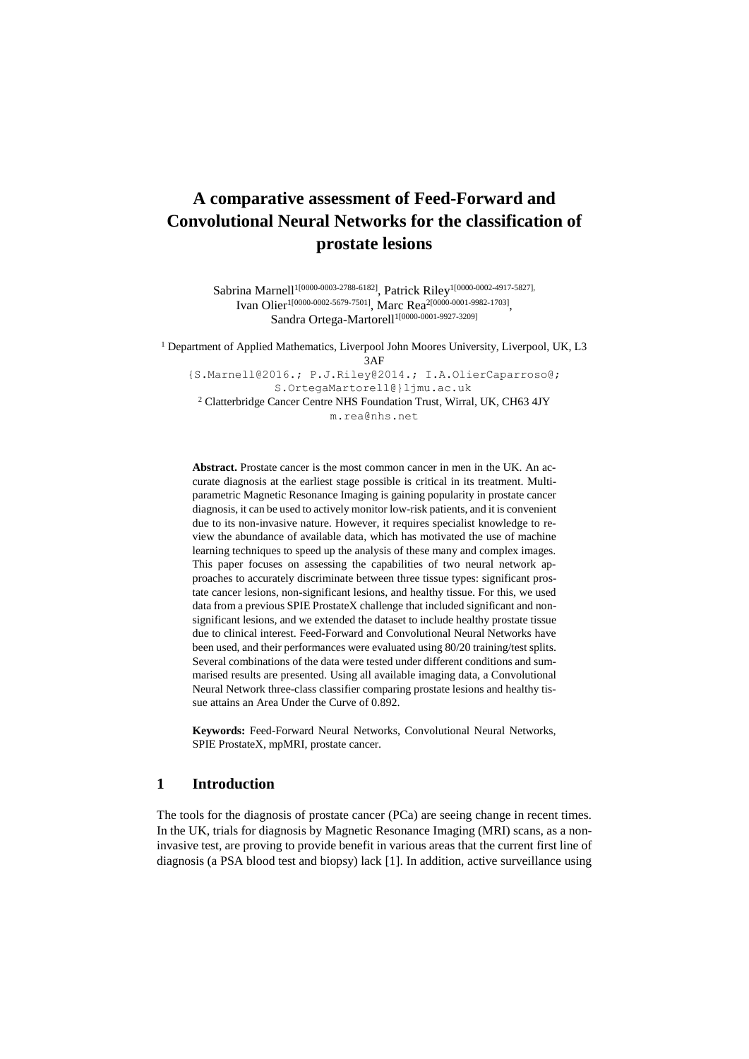# A comparative assessment of Feed-Forward and Convolutional Neural Networks for the classification of prostate lesions

Sabrina Marnell[1[0000-0003-2788-6182]], Patrick Riley[1[0000-0002-4917-5827]], Ivan Olier[1[0000-0002-5679-7501]], Marc Rea[2[0000-0001-9982-1703]], Sandra Ortega-Martorell[1[0000-0001-9927-3209]]

[1] Department of Applied Mathematics, Liverpool John Moores University, Liverpool, UK, L3 3AF

{S.Marnell@2016.; P.J.Riley@2014.; I.A.OlierCaparroso@; S.OrtegaMartorell@}ljmu.ac.uk

[2] Clatterbridge Cancer Centre NHS Foundation Trust, Wirral, UK, CH63 4JY

m.rea@nhs.net

**Abstract.** Prostate cancer is the most common cancer in men in the UK. An accurate diagnosis at the earliest stage possible is critical in its treatment. Multi-parametric Magnetic Resonance Imaging is gaining popularity in prostate cancer diagnosis, it can be used to actively monitor low-risk patients, and it is convenient due to its non-invasive nature. However, it requires specialist knowledge to review the abundance of available data, which has motivated the use of machine learning techniques to speed up the analysis of these many and complex images. This paper focuses on assessing the capabilities of two neural network approaches to accurately discriminate between three tissue types: significant prostate cancer lesions, non-significant lesions, and healthy tissue. For this, we used data from a previous SPIE ProstateX challenge that included significant and non-significant lesions, and we extended the dataset to include healthy prostate tissue due to clinical interest. Feed-Forward and Convolutional Neural Networks have been used, and their performances were evaluated using 80/20 training/test splits. Several combinations of the data were tested under different conditions and summarised results are presented. Using all available imaging data, a Convolutional Neural Network three-class classifier comparing prostate lesions and healthy tissue attains an Area Under the Curve of 0.892.

**Keywords:** Feed-Forward Neural Networks, Convolutional Neural Networks, SPIE ProstateX, mpMRI, prostate cancer.

## 1 Introduction

The tools for the diagnosis of prostate cancer (PCa) are seeing change in recent times. In the UK, trials for diagnosis by Magnetic Resonance Imaging (MRI) scans, as a non-invasive test, are proving to provide benefit in various areas that the current first line of diagnosis (a PSA blood test and biopsy) lack [1]. In addition, active surveillance using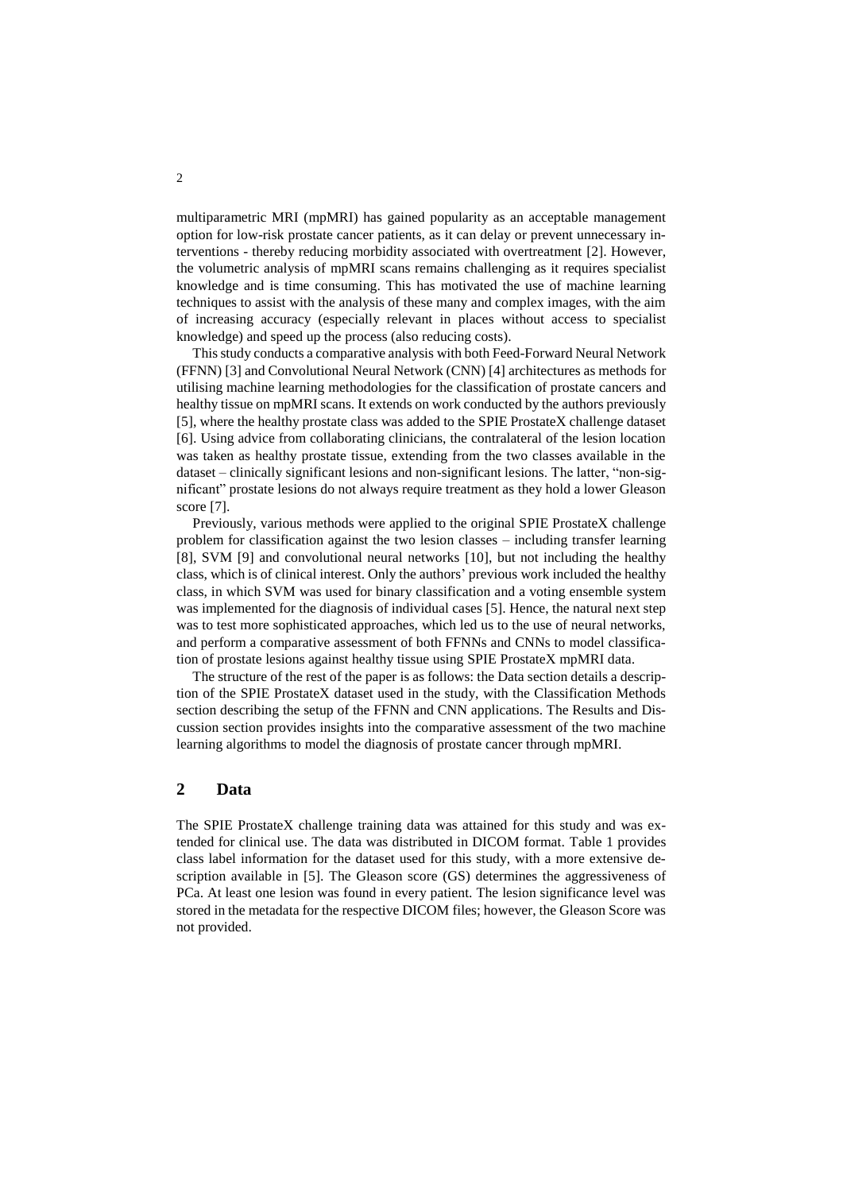multiparametric MRI (mpMRI) has gained popularity as an acceptable management option for low-risk prostate cancer patients, as it can delay or prevent unnecessary interventions - thereby reducing morbidity associated with overtreatment [2]. However, the volumetric analysis of mpMRI scans remains challenging as it requires specialist knowledge and is time consuming. This has motivated the use of machine learning techniques to assist with the analysis of these many and complex images, with the aim of increasing accuracy (especially relevant in places without access to specialist knowledge) and speed up the process (also reducing costs).

This study conducts a comparative analysis with both Feed-Forward Neural Network (FFNN) [3] and Convolutional Neural Network (CNN) [4] architectures as methods for utilising machine learning methodologies for the classification of prostate cancers and healthy tissue on mpMRI scans. It extends on work conducted by the authors previously [5], where the healthy prostate class was added to the SPIE ProstateX challenge dataset [6]. Using advice from collaborating clinicians, the contralateral of the lesion location was taken as healthy prostate tissue, extending from the two classes available in the dataset – clinically significant lesions and non-significant lesions. The latter, "non-significant" prostate lesions do not always require treatment as they hold a lower Gleason score [7].

Previously, various methods were applied to the original SPIE ProstateX challenge problem for classification against the two lesion classes – including transfer learning [8], SVM [9] and convolutional neural networks [10], but not including the healthy class, which is of clinical interest. Only the authors' previous work included the healthy class, in which SVM was used for binary classification and a voting ensemble system was implemented for the diagnosis of individual cases [5]. Hence, the natural next step was to test more sophisticated approaches, which led us to the use of neural networks, and perform a comparative assessment of both FFNNs and CNNs to model classification of prostate lesions against healthy tissue using SPIE ProstateX mpMRI data.

The structure of the rest of the paper is as follows: the Data section details a description of the SPIE ProstateX dataset used in the study, with the Classification Methods section describing the setup of the FFNN and CNN applications. The Results and Discussion section provides insights into the comparative assessment of the two machine learning algorithms to model the diagnosis of prostate cancer through mpMRI.

## 2 Data

The SPIE ProstateX challenge training data was attained for this study and was extended for clinical use. The data was distributed in DICOM format. Table 1 provides class label information for the dataset used for this study, with a more extensive description available in [5]. The Gleason score (GS) determines the aggressiveness of PCa. At least one lesion was found in every patient. The lesion significance level was stored in the metadata for the respective DICOM files; however, the Gleason Score was not provided.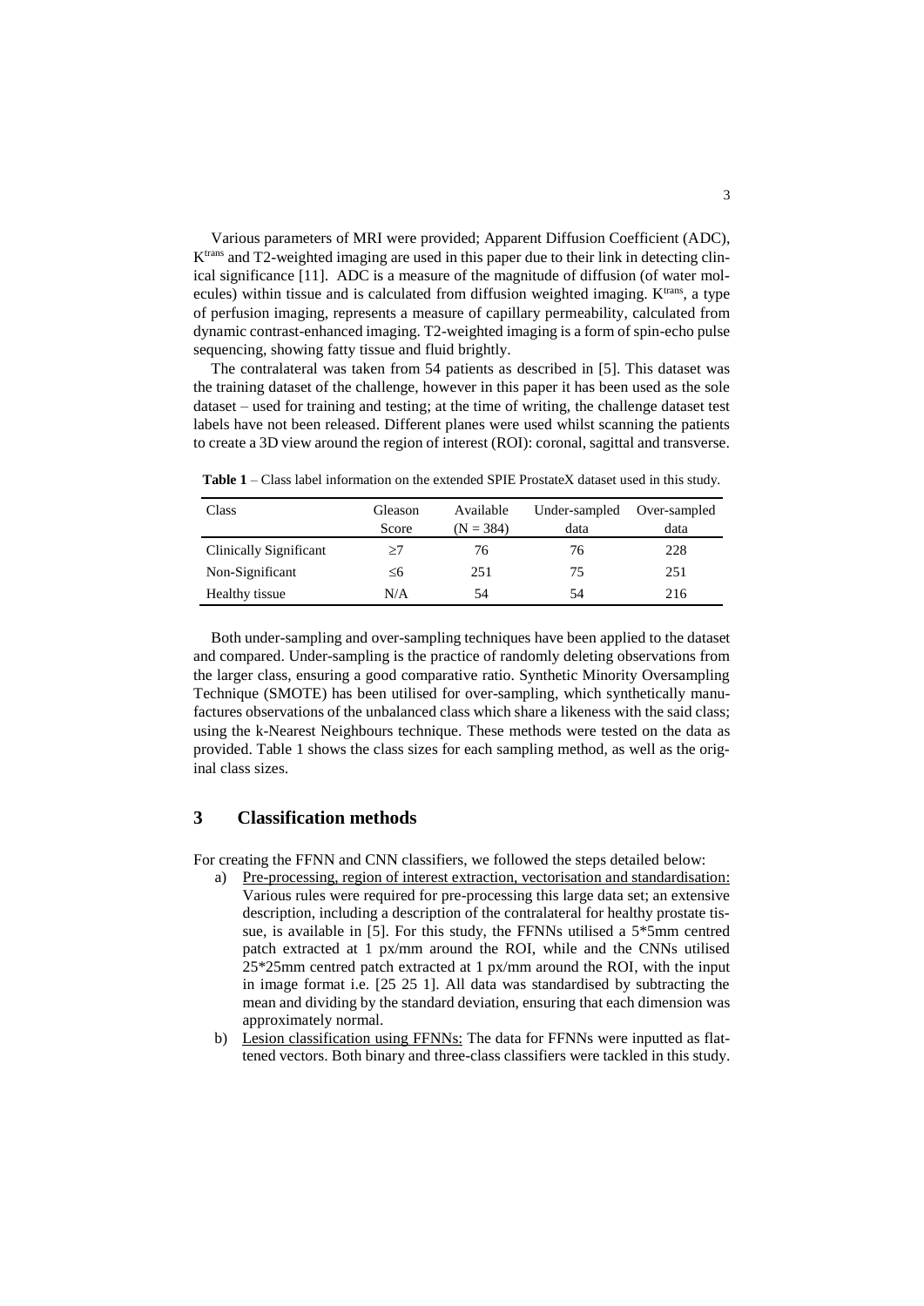Various parameters of MRI were provided; Apparent Diffusion Coefficient (ADC), $K^{trans}$ and T2-weighted imaging are used in this paper due to their link in detecting clinical significance [11]. ADC is a measure of the magnitude of diffusion (of water molecules) within tissue and is calculated from diffusion weighted imaging. $K^{trans}$, a type of perfusion imaging, represents a measure of capillary permeability, calculated from dynamic contrast-enhanced imaging. T2-weighted imaging is a form of spin-echo pulse sequencing, showing fatty tissue and fluid brightly.

The contralateral was taken from 54 patients as described in [5]. This dataset was the training dataset of the challenge, however in this paper it has been used as the sole dataset – used for training and testing; at the time of writing, the challenge dataset test labels have not been released. Different planes were used whilst scanning the patients to create a 3D view around the region of interest (ROI): coronal, sagittal and transverse.

**Table 1** – Class label information on the extended SPIE ProstateX dataset used in this study.

| Class | Gleason Score | Available (N = 384) | Under-sampled data | Over-sampled data |
|---|---|---|---|---|
| Clinically Significant | ≥7 | 76 | 76 | 228 |
| Non-Significant | ≤6 | 251 | 75 | 251 |
| Healthy tissue | N/A | 54 | 54 | 216 |

Both under-sampling and over-sampling techniques have been applied to the dataset and compared. Under-sampling is the practice of randomly deleting observations from the larger class, ensuring a good comparative ratio. Synthetic Minority Oversampling Technique (SMOTE) has been utilised for over-sampling, which synthetically manufactures observations of the unbalanced class which share a likeness with the said class; using the k-Nearest Neighbours technique. These methods were tested on the data as provided. Table 1 shows the class sizes for each sampling method, as well as the original class sizes.

## 3 Classification methods

For creating the FFNN and CNN classifiers, we followed the steps detailed below:

a) Pre-processing, region of interest extraction, vectorisation and standardisation: Various rules were required for pre-processing this large data set; an extensive description, including a description of the contralateral for healthy prostate tissue, is available in [5]. For this study, the FFNNs utilised a 5*5mm centred patch extracted at 1 px/mm around the ROI, while and the CNNs utilised 25*25mm centred patch extracted at 1 px/mm around the ROI, with the input in image format i.e. [25 25 1]. All data was standardised by subtracting the mean and dividing by the standard deviation, ensuring that each dimension was approximately normal.

b) Lesion classification using FFNNs: The data for FFNNs were inputted as flattened vectors. Both binary and three-class classifiers were tackled in this study.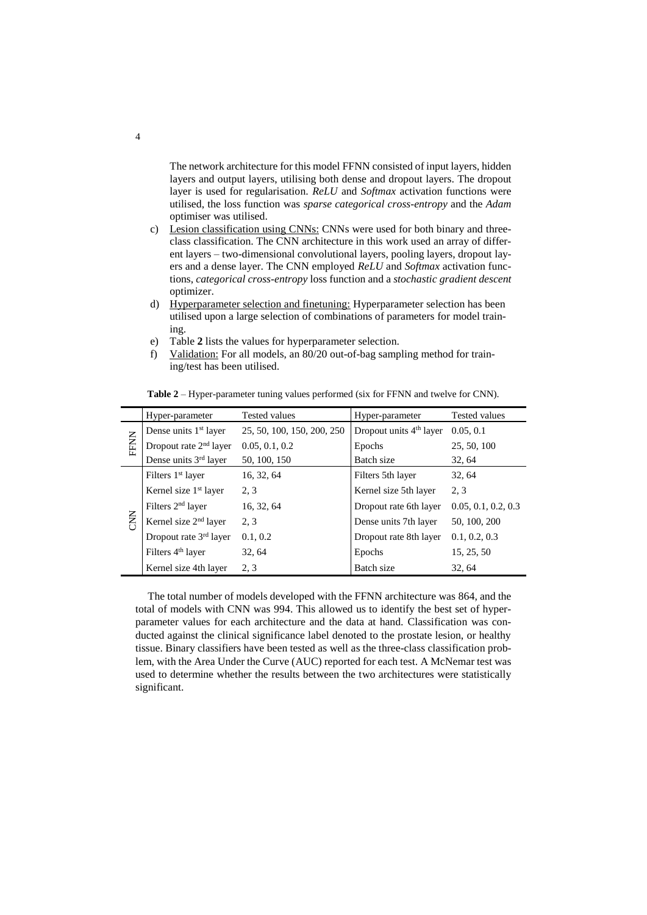The network architecture for this model FFNN consisted of input layers, hidden layers and output layers, utilising both dense and dropout layers. The dropout layer is used for regularisation. *ReLU* and *Softmax* activation functions were utilised, the loss function was *sparse categorical cross-entropy* and the *Adam* optimiser was utilised.

c) Lesion classification using CNNs: CNNs were used for both binary and three-class classification. The CNN architecture in this work used an array of different layers – two-dimensional convolutional layers, pooling layers, dropout layers and a dense layer. The CNN employed *ReLU* and *Softmax* activation functions, *categorical cross-entropy* loss function and a *stochastic gradient descent* optimizer.
d) Hyperparameter selection and finetuning: Hyperparameter selection has been utilised upon a large selection of combinations of parameters for model training.
e) Table **2** lists the values for hyperparameter selection.
f) Validation: For all models, an 80/20 out-of-bag sampling method for training/test has been utilised.

**Table 2** – Hyper-parameter tuning values performed (six for FFNN and twelve for CNN).

| | Hyper-parameter | Tested values | Hyper-parameter | Tested values |
|---|---|---|---|---|
| FFNN | Dense units 1st layer | 25, 50, 100, 150, 200, 250 | Dropout units 4th layer | 0.05, 0.1 |
| | Dropout rate 2nd layer | 0.05, 0.1, 0.2 | Epochs | 25, 50, 100 |
| | Dense units 3rd layer | 50, 100, 150 | Batch size | 32, 64 |
| CNN | Filters 1st layer | 16, 32, 64 | Filters 5th layer | 32, 64 |
| | Kernel size 1st layer | 2, 3 | Kernel size 5th layer | 2, 3 |
| | Filters 2nd layer | 16, 32, 64 | Dropout rate 6th layer | 0.05, 0.1, 0.2, 0.3 |
| | Kernel size 2nd layer | 2, 3 | Dense units 7th layer | 50, 100, 200 |
| | Dropout rate 3rd layer | 0.1, 0.2 | Dropout rate 8th layer | 0.1, 0.2, 0.3 |
| | Filters 4th layer | 32, 64 | Epochs | 15, 25, 50 |
| | Kernel size 4th layer | 2, 3 | Batch size | 32, 64 |

The total number of models developed with the FFNN architecture was 864, and the total of models with CNN was 994. This allowed us to identify the best set of hyperparameter values for each architecture and the data at hand. Classification was conducted against the clinical significance label denoted to the prostate lesion, or healthy tissue. Binary classifiers have been tested as well as the three-class classification problem, with the Area Under the Curve (AUC) reported for each test. A McNemar test was used to determine whether the results between the two architectures were statistically significant.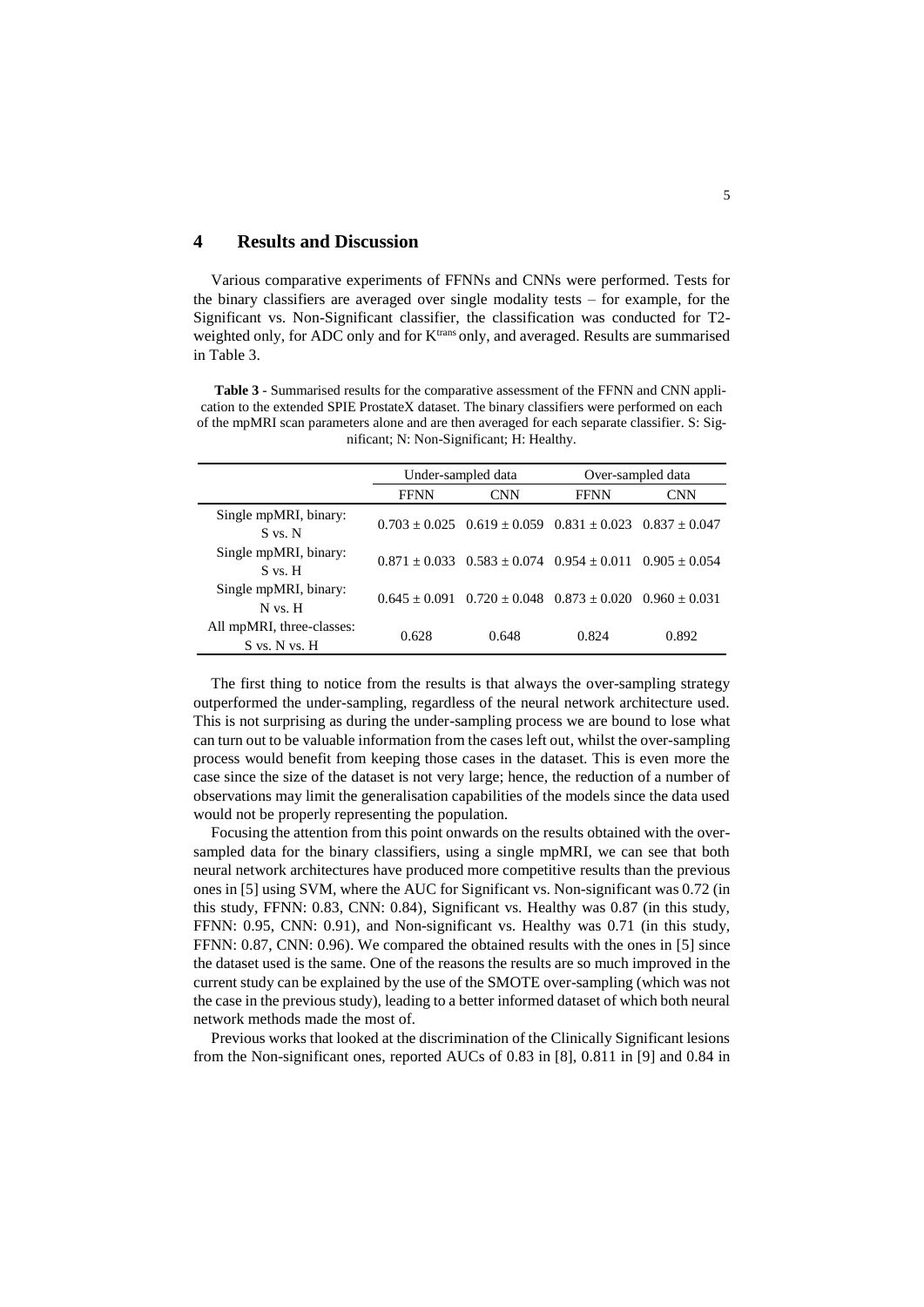# 4 Results and Discussion

Various comparative experiments of FFNNs and CNNs were performed. Tests for the binary classifiers are averaged over single modality tests – for example, for the Significant vs. Non-Significant classifier, the classification was conducted for T2-weighted only, for ADC only and for $K^{trans}$ only, and averaged. Results are summarised in Table 3.

**Table 3** - Summarised results for the comparative assessment of the FFNN and CNN application to the extended SPIE ProstateX dataset. The binary classifiers were performed on each of the mpMRI scan parameters alone and are then averaged for each separate classifier. S: Significant; N: Non-Significant; H: Healthy.

| | Under-sampled data | | Over-sampled data | |
|---|---|---|---|---|
| | FFNN | CNN | FFNN | CNN |
| Single mpMRI, binary: S vs. N | $0.703 \pm 0.025$ | $0.619 \pm 0.059$ | $0.831 \pm 0.023$ | $0.837 \pm 0.047$ |
| Single mpMRI, binary: S vs. H | $0.871 \pm 0.033$ | $0.583 \pm 0.074$ | $0.954 \pm 0.011$ | $0.905 \pm 0.054$ |
| Single mpMRI, binary: N vs. H | $0.645 \pm 0.091$ | $0.720 \pm 0.048$ | $0.873 \pm 0.020$ | $0.960 \pm 0.031$ |
| All mpMRI, three-classes: S vs. N vs. H | 0.628 | 0.648 | 0.824 | 0.892 |

The first thing to notice from the results is that always the over-sampling strategy outperformed the under-sampling, regardless of the neural network architecture used. This is not surprising as during the under-sampling process we are bound to lose what can turn out to be valuable information from the cases left out, whilst the over-sampling process would benefit from keeping those cases in the dataset. This is even more the case since the size of the dataset is not very large; hence, the reduction of a number of observations may limit the generalisation capabilities of the models since the data used would not be properly representing the population.

Focusing the attention from this point onwards on the results obtained with the over-sampled data for the binary classifiers, using a single mpMRI, we can see that both neural network architectures have produced more competitive results than the previous ones in [5] using SVM, where the AUC for Significant vs. Non-significant was 0.72 (in this study, FFNN: 0.83, CNN: 0.84), Significant vs. Healthy was 0.87 (in this study, FFNN: 0.95, CNN: 0.91), and Non-significant vs. Healthy was 0.71 (in this study, FFNN: 0.87, CNN: 0.96). We compared the obtained results with the ones in [5] since the dataset used is the same. One of the reasons the results are so much improved in the current study can be explained by the use of the SMOTE over-sampling (which was not the case in the previous study), leading to a better informed dataset of which both neural network methods made the most of.

Previous works that looked at the discrimination of the Clinically Significant lesions from the Non-significant ones, reported AUCs of 0.83 in [8], 0.811 in [9] and 0.84 in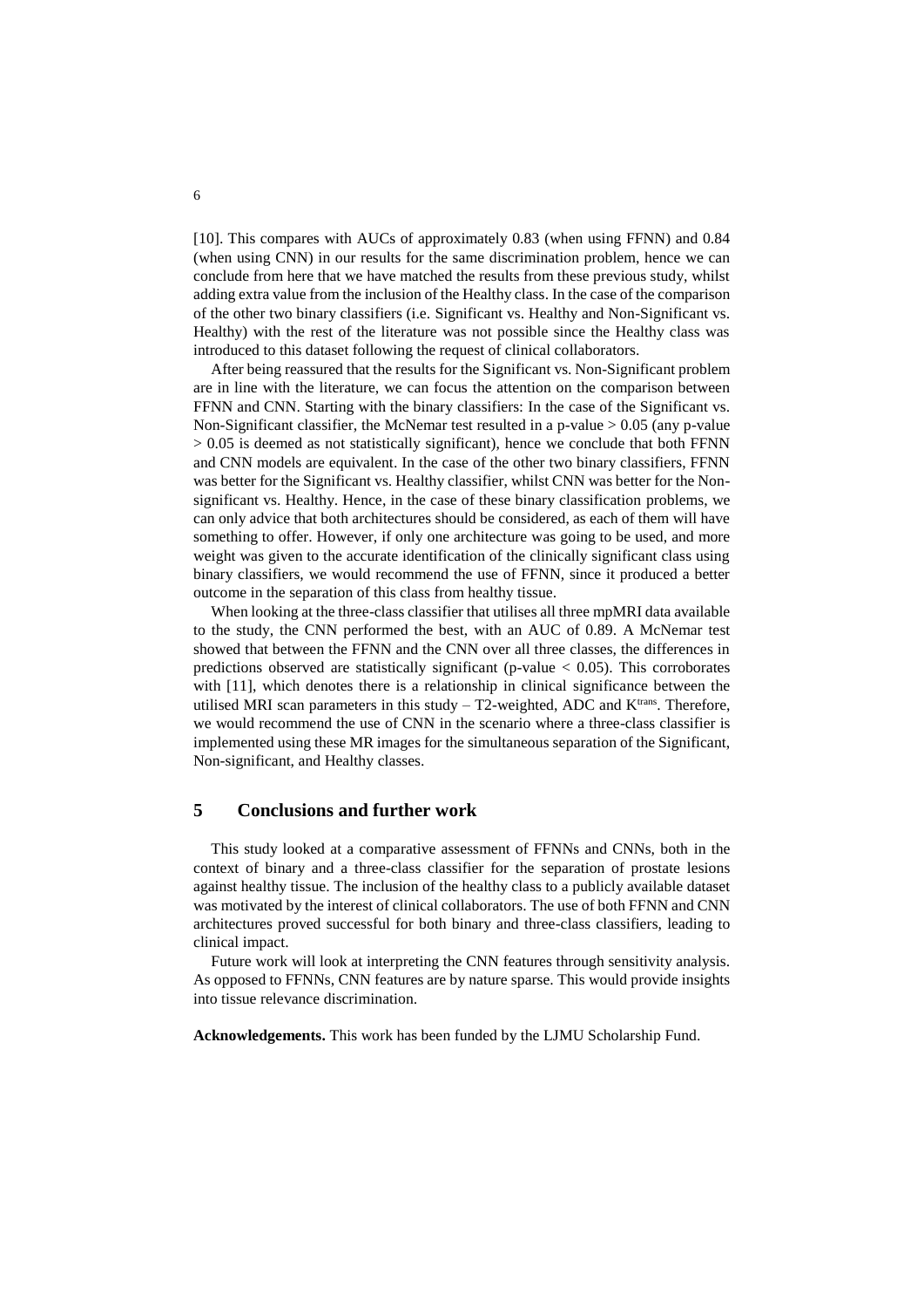[10]. This compares with AUCs of approximately 0.83 (when using FFNN) and 0.84 (when using CNN) in our results for the same discrimination problem, hence we can conclude from here that we have matched the results from these previous study, whilst adding extra value from the inclusion of the Healthy class. In the case of the comparison of the other two binary classifiers (i.e. Significant vs. Healthy and Non-Significant vs. Healthy) with the rest of the literature was not possible since the Healthy class was introduced to this dataset following the request of clinical collaborators.

After being reassured that the results for the Significant vs. Non-Significant problem are in line with the literature, we can focus the attention on the comparison between FFNN and CNN. Starting with the binary classifiers: In the case of the Significant vs. Non-Significant classifier, the McNemar test resulted in a p-value $> 0.05$ (any p-value $> 0.05$ is deemed as not statistically significant), hence we conclude that both FFNN and CNN models are equivalent. In the case of the other two binary classifiers, FFNN was better for the Significant vs. Healthy classifier, whilst CNN was better for the Non-significant vs. Healthy. Hence, in the case of these binary classification problems, we can only advice that both architectures should be considered, as each of them will have something to offer. However, if only one architecture was going to be used, and more weight was given to the accurate identification of the clinically significant class using binary classifiers, we would recommend the use of FFNN, since it produced a better outcome in the separation of this class from healthy tissue.

When looking at the three-class classifier that utilises all three mpMRI data available to the study, the CNN performed the best, with an AUC of 0.89. A McNemar test showed that between the FFNN and the CNN over all three classes, the differences in predictions observed are statistically significant (p-value $< 0.05$). This corroborates with [11], which denotes there is a relationship in clinical significance between the utilised MRI scan parameters in this study – T2-weighted, ADC and $K^{trans}$. Therefore, we would recommend the use of CNN in the scenario where a three-class classifier is implemented using these MR images for the simultaneous separation of the Significant, Non-significant, and Healthy classes.

## 5 Conclusions and further work

This study looked at a comparative assessment of FFNNs and CNNs, both in the context of binary and a three-class classifier for the separation of prostate lesions against healthy tissue. The inclusion of the healthy class to a publicly available dataset was motivated by the interest of clinical collaborators. The use of both FFNN and CNN architectures proved successful for both binary and three-class classifiers, leading to clinical impact.

Future work will look at interpreting the CNN features through sensitivity analysis. As opposed to FFNNs, CNN features are by nature sparse. This would provide insights into tissue relevance discrimination.

**Acknowledgements.** This work has been funded by the LJMU Scholarship Fund.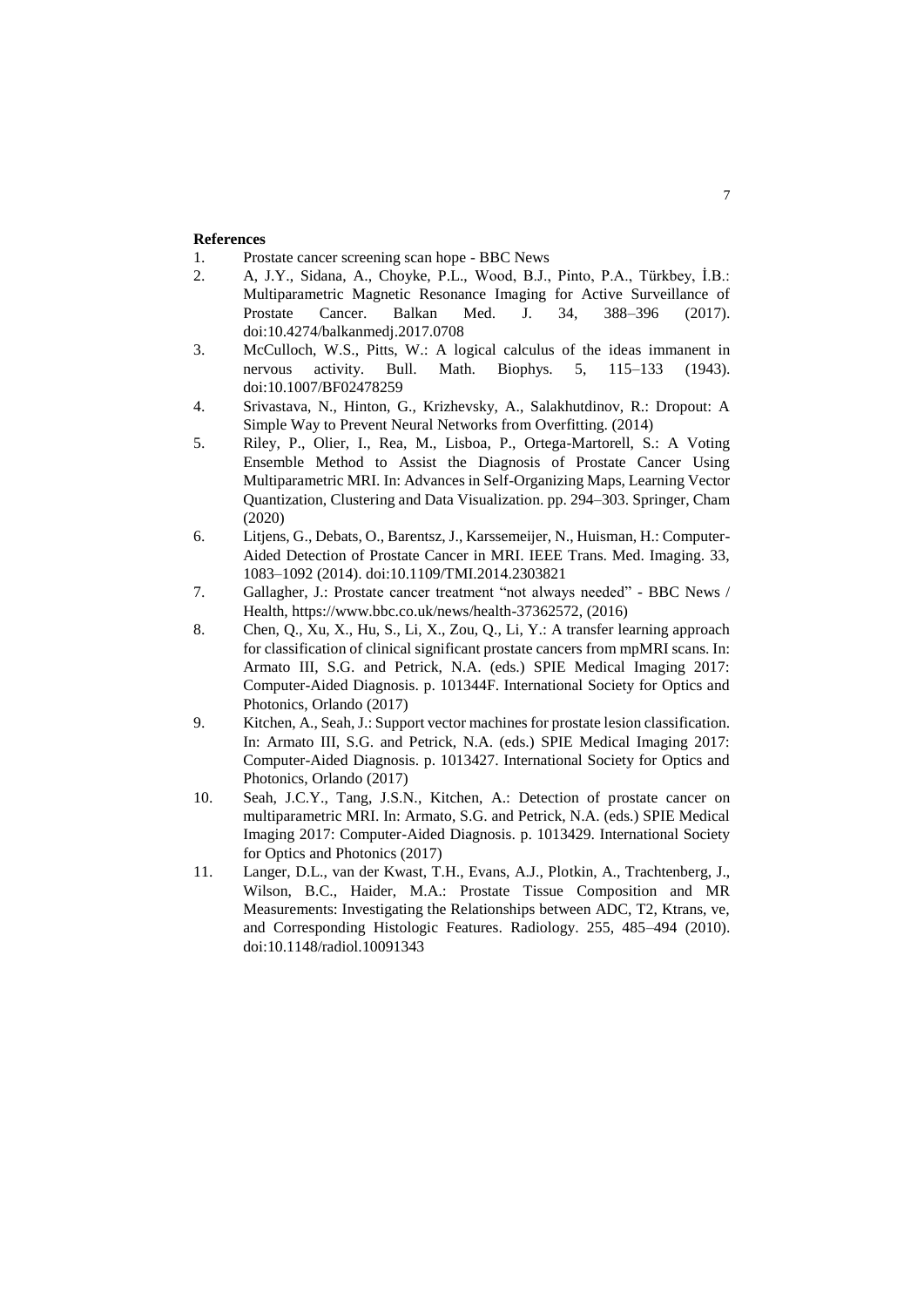**References**

1. Prostate cancer screening scan hope - BBC News
2. A, J.Y., Sidana, A., Choyke, P.L., Wood, B.J., Pinto, P.A., Türkbey, İ.B.: Multiparametric Magnetic Resonance Imaging for Active Surveillance of Prostate Cancer. Balkan Med. J. 34, 388–396 (2017). doi:10.4274/balkanmedj.2017.0708
3. McCulloch, W.S., Pitts, W.: A logical calculus of the ideas immanent in nervous activity. Bull. Math. Biophys. 5, 115–133 (1943). doi:10.1007/BF02478259
4. Srivastava, N., Hinton, G., Krizhevsky, A., Salakhutdinov, R.: Dropout: A Simple Way to Prevent Neural Networks from Overfitting. (2014)
5. Riley, P., Olier, I., Rea, M., Lisboa, P., Ortega-Martorell, S.: A Voting Ensemble Method to Assist the Diagnosis of Prostate Cancer Using Multiparametric MRI. In: Advances in Self-Organizing Maps, Learning Vector Quantization, Clustering and Data Visualization. pp. 294–303. Springer, Cham (2020)
6. Litjens, G., Debats, O., Barentsz, J., Karssemeijer, N., Huisman, H.: Computer-Aided Detection of Prostate Cancer in MRI. IEEE Trans. Med. Imaging. 33, 1083–1092 (2014). doi:10.1109/TMI.2014.2303821
7. Gallagher, J.: Prostate cancer treatment "not always needed" - BBC News / Health, https://www.bbc.co.uk/news/health-37362572, (2016)
8. Chen, Q., Xu, X., Hu, S., Li, X., Zou, Q., Li, Y.: A transfer learning approach for classification of clinical significant prostate cancers from mpMRI scans. In: Armato III, S.G. and Petrick, N.A. (eds.) SPIE Medical Imaging 2017: Computer-Aided Diagnosis. p. 101344F. International Society for Optics and Photonics, Orlando (2017)
9. Kitchen, A., Seah, J.: Support vector machines for prostate lesion classification. In: Armato III, S.G. and Petrick, N.A. (eds.) SPIE Medical Imaging 2017: Computer-Aided Diagnosis. p. 1013427. International Society for Optics and Photonics, Orlando (2017)
10. Seah, J.C.Y., Tang, J.S.N., Kitchen, A.: Detection of prostate cancer on multiparametric MRI. In: Armato, S.G. and Petrick, N.A. (eds.) SPIE Medical Imaging 2017: Computer-Aided Diagnosis. p. 1013429. International Society for Optics and Photonics (2017)
11. Langer, D.L., van der Kwast, T.H., Evans, A.J., Plotkin, A., Trachtenberg, J., Wilson, B.C., Haider, M.A.: Prostate Tissue Composition and MR Measurements: Investigating the Relationships between ADC, T2, Ktrans, ve, and Corresponding Histologic Features. Radiology. 255, 485–494 (2010). doi:10.1148/radiol.10091343